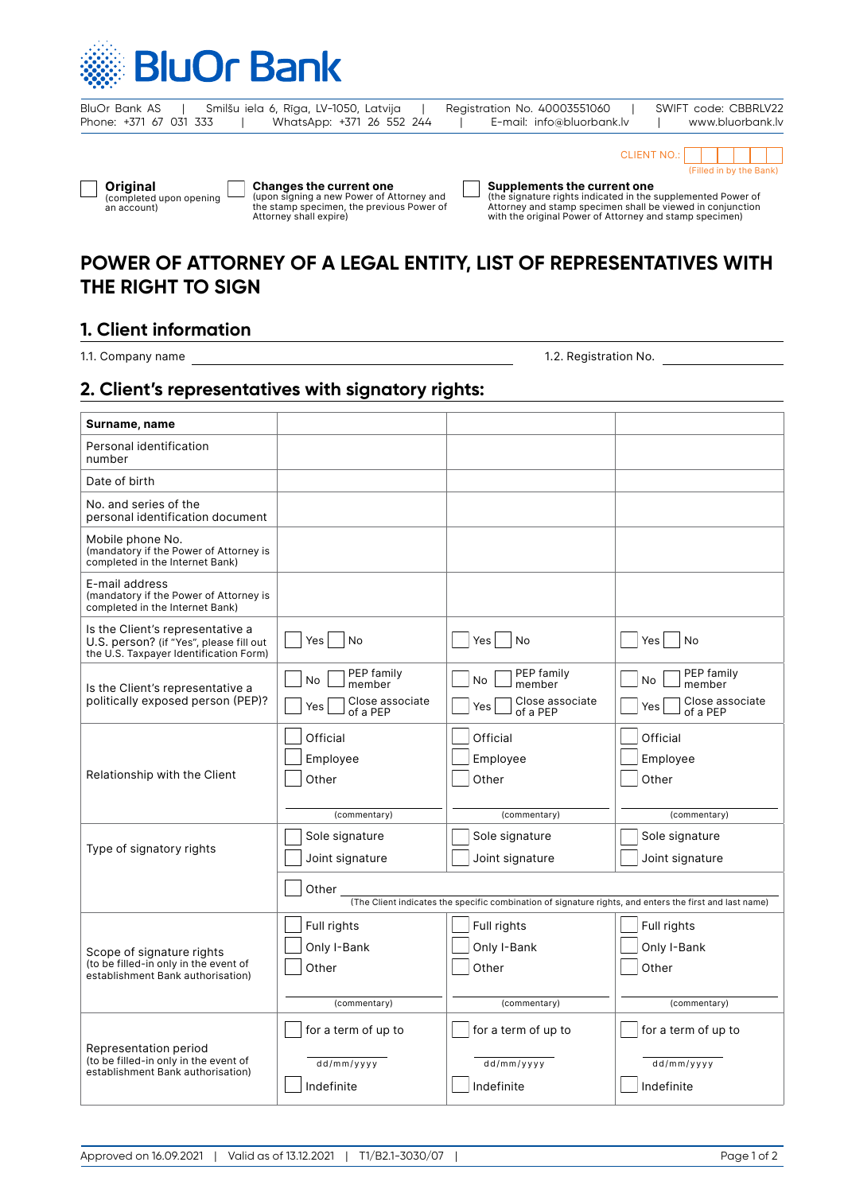# BluOr Bank

BluOr Bank AS | Smilšu iela 6, Rīga, LV-1050, Latvija | Registration No. 40003551060 | SWIFT code: CBBRLV22
Phone: +371 67 031 333 | WhatsApp: +371 26 552 244 | E-mail: info@bluorbank.lv | www.bluorbank.lv

CLIENT NO.: ☐☐☐☐☐☐ (Filled in by the Bank)

☐ **Original** (completed upon opening an account)

☐ **Changes the current one** (upon signing a new Power of Attorney and the stamp specimen, the previous Power of Attorney shall expire)

☐ **Supplements the current one** (the signature rights indicated in the supplemented Power of Attorney and stamp specimen shall be viewed in conjunction with the original Power of Attorney and stamp specimen)

# POWER OF ATTORNEY OF A LEGAL ENTITY, LIST OF REPRESENTATIVES WITH THE RIGHT TO SIGN

## 1. Client information

1.1. Company name ______________________________ 1.2. Registration No. ______________

## 2. Client's representatives with signatory rights:

| **Surname, name** | | | |
|---|---|---|---|
| Personal identification number | | | |
| Date of birth | | | |
| No. and series of the personal identification document | | | |
| Mobile phone No. (mandatory if the Power of Attorney is completed in the Internet Bank) | | | |
| E-mail address (mandatory if the Power of Attorney is completed in the Internet Bank) | | | |
| Is the Client's representative a U.S. person? (if "Yes", please fill out the U.S. Taxpayer Identification Form) | ☐ Yes ☐ No | ☐ Yes ☐ No | ☐ Yes ☐ No |
| Is the Client's representative a politically exposed person (PEP)? | ☐ No ☐ PEP family member<br>☐ Yes ☐ Close associate of a PEP | ☐ No ☐ PEP family member<br>☐ Yes ☐ Close associate of a PEP | ☐ No ☐ PEP family member<br>☐ Yes ☐ Close associate of a PEP |
| Relationship with the Client | ☐ Official<br>☐ Employee<br>☐ Other<br>________ (commentary) | ☐ Official<br>☐ Employee<br>☐ Other<br>________ (commentary) | ☐ Official<br>☐ Employee<br>☐ Other<br>________ (commentary) |
| Type of signatory rights | ☐ Sole signature<br>☐ Joint signature | ☐ Sole signature<br>☐ Joint signature | ☐ Sole signature<br>☐ Joint signature |
| | ☐ Other ________ (The Client indicates the specific combination of signature rights, and enters the first and last name) | | |
| Scope of signature rights (to be filled-in only in the event of establishment Bank authorisation) | ☐ Full rights<br>☐ Only I-Bank<br>☐ Other<br>________ (commentary) | ☐ Full rights<br>☐ Only I-Bank<br>☐ Other<br>________ (commentary) | ☐ Full rights<br>☐ Only I-Bank<br>☐ Other<br>________ (commentary) |
| Representation period (to be filled-in only in the event of establishment Bank authorisation) | ☐ for a term of up to<br>dd/mm/yyyy<br>☐ Indefinite | ☐ for a term of up to<br>dd/mm/yyyy<br>☐ Indefinite | ☐ for a term of up to<br>dd/mm/yyyy<br>☐ Indefinite |

Approved on 16.09.2021 | Valid as of 13.12.2021 | T1/B2.1-3030/07 |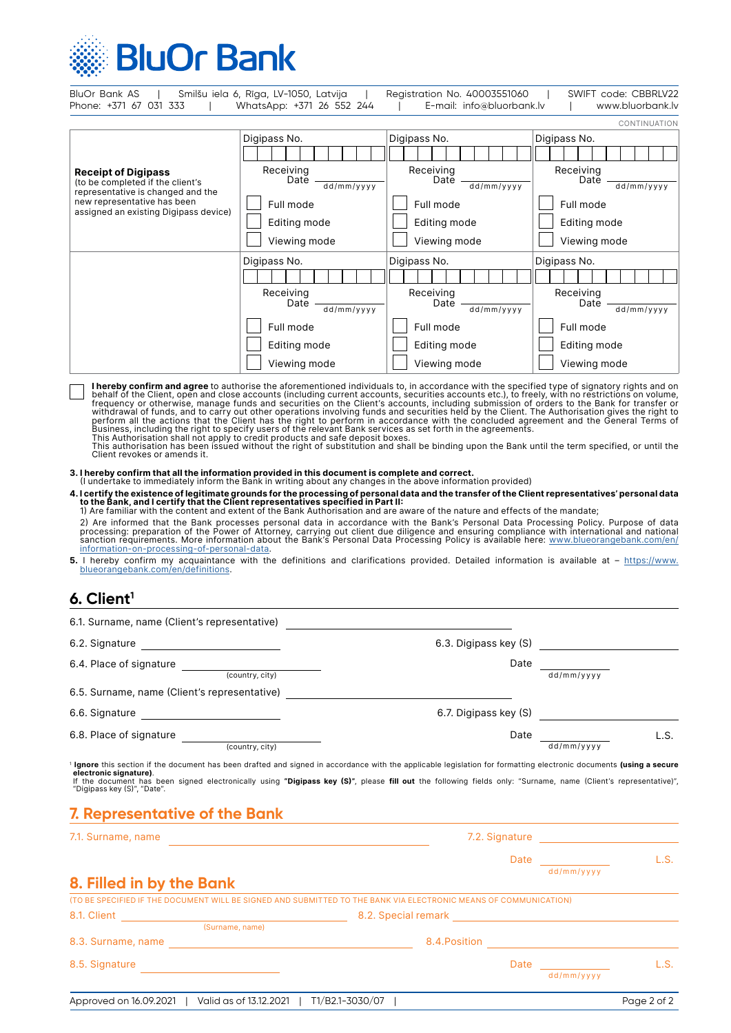# BluOr Bank

BluOr Bank AS | Smilšu iela 6, Rīga, LV-1050, Latvija | Registration No. 40003551060 | SWIFT code: CBBRLV22
Phone: +371 67 031 333 | WhatsApp: +371 26 552 244 | E-mail: info@bluorbank.lv | www.bluorbank.lv

CONTINUATION

| | | | |
|---|---|---|---|
| **Receipt of Digipass** (to be completed if the client's representative is changed and the new representative has been assigned an existing Digipass device) | Digipass No. <br> Receiving Date ______ dd/mm/yyyy <br> ☐ Full mode <br> ☐ Editing mode <br> ☐ Viewing mode | Digipass No. <br> Receiving Date ______ dd/mm/yyyy <br> ☐ Full mode <br> ☐ Editing mode <br> ☐ Viewing mode | Digipass No. <br> Receiving Date ______ dd/mm/yyyy <br> ☐ Full mode <br> ☐ Editing mode <br> ☐ Viewing mode |
| | Digipass No. <br> Receiving Date ______ dd/mm/yyyy <br> ☐ Full mode <br> ☐ Editing mode <br> ☐ Viewing mode | Digipass No. <br> Receiving Date ______ dd/mm/yyyy <br> ☐ Full mode <br> ☐ Editing mode <br> ☐ Viewing mode | Digipass No. <br> Receiving Date ______ dd/mm/yyyy <br> ☐ Full mode <br> ☐ Editing mode <br> ☐ Viewing mode |

☐ **I hereby confirm and agree** to authorise the aforementioned individuals to, in accordance with the specified type of signatory rights and on behalf of the Client, open and close accounts (including current accounts, securities accounts etc.), to freely, with no restrictions on volume, frequency or otherwise, manage funds and securities on the Client's accounts, including submission of orders to the Bank for transfer or withdrawal of funds, and to carry out other operations involving funds and securities held by the Client. The Authorisation gives the right to perform all the actions that the Client has the right to perform in accordance with the concluded agreement and the General Terms of Business, including the right to specify users of the relevant Bank services as set forth in the agreements.
This Authorisation shall not apply to credit products and safe deposit boxes.
This authorisation has been issued without the right of substitution and shall be binding upon the Bank until the term specified, or until the Client revokes or amends it.

**3. I hereby confirm that all the information provided in this document is complete and correct.**
(I undertake to immediately inform the Bank in writing about any changes in the above information provided)

**4. I certify the existence of legitimate grounds for the processing of personal data and the transfer of the Client representatives' personal data to the Bank, and I certify that the Client representatives specified in Part II:**
1) Are familiar with the content and extent of the Bank Authorisation and are aware of the nature and effects of the mandate;
2) Are informed that the Bank processes personal data in accordance with the Bank's Personal Data Processing Policy. Purpose of data processing: preparation of the Power of Attorney, carrying out client due diligence and ensuring compliance with international and national sanction requirements. More information about the Bank's Personal Data Processing Policy is available here: www.blueorangebank.com/en/information-on-processing-of-personal-data.

**5.** I hereby confirm my acquaintance with the definitions and clarifications provided. Detailed information is available at – https://www.blueorangebank.com/en/definitions.

## 6. Client[1]

6.1. Surname, name (Client's representative) ______________________

6.2. Signature ______________________ 6.3. Digipass key (S) ______________________

6.4. Place of signature ______________________ (country, city) Date ________ dd/mm/yyyy

6.5. Surname, name (Client's representative) ______________________

6.6. Signature ______________________ 6.7. Digipass key (S) ______________________

6.8. Place of signature ______________________ (country, city) Date ________ dd/mm/yyyy L.S.

[1] **Ignore** this section if the document has been drafted and signed in accordance with the applicable legislation for formatting electronic documents **(using a secure electronic signature)**.
If the document has been signed electronically using **"Digipass key (S)"**, please **fill out** the following fields only: "Surname, name (Client's representative)", "Digipass key (S)", "Date".

## 7. Representative of the Bank

7.1. Surname, name ______________________ 7.2. Signature ______________________

Date ________ dd/mm/yyyy L.S.

## 8. Filled in by the Bank

(TO BE SPECIFIED IF THE DOCUMENT WILL BE SIGNED AND SUBMITTED TO THE BANK VIA ELECTRONIC MEANS OF COMMUNICATION)

8.1. Client ______________________ (Surname, name) 8.2. Special remark ______________________

8.3. Surname, name ______________________ 8.4.Position ______________________

8.5. Signature ______________________ Date ________ dd/mm/yyyy L.S.

Approved on 16.09.2021 | Valid as of 13.12.2021 | T1/B2.1-3030/07 |